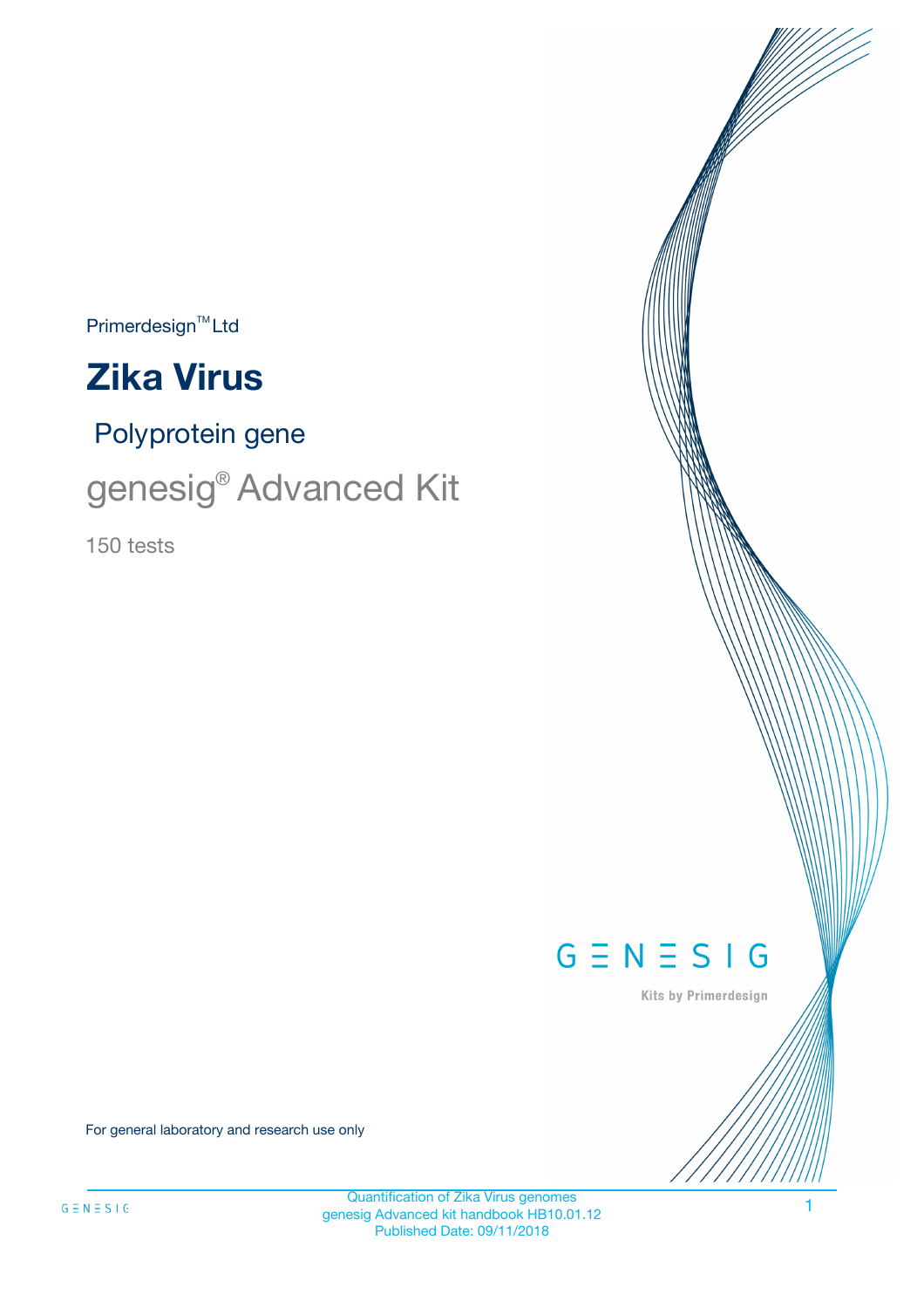Primerdesign™ Ltd

# Zika Virus

## Polyprotein gene

## genesig® Advanced Kit

150 tests

GENESIG

Kits by Primerdesign

For general laboratory and research use only

Quantification of Zika Virus genomes
genesig Advanced kit handbook HB10.01.12
Published Date: 09/11/2018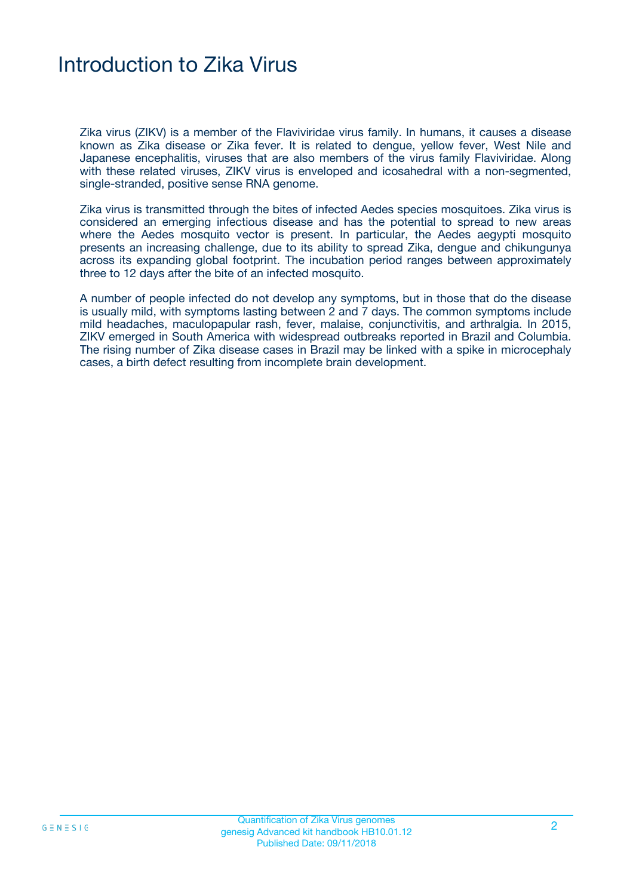# Introduction to Zika Virus

Zika virus (ZIKV) is a member of the Flaviviridae virus family. In humans, it causes a disease known as Zika disease or Zika fever. It is related to dengue, yellow fever, West Nile and Japanese encephalitis, viruses that are also members of the virus family Flaviviridae. Along with these related viruses, ZIKV virus is enveloped and icosahedral with a non-segmented, single-stranded, positive sense RNA genome.

Zika virus is transmitted through the bites of infected Aedes species mosquitoes. Zika virus is considered an emerging infectious disease and has the potential to spread to new areas where the Aedes mosquito vector is present. In particular, the Aedes aegypti mosquito presents an increasing challenge, due to its ability to spread Zika, dengue and chikungunya across its expanding global footprint. The incubation period ranges between approximately three to 12 days after the bite of an infected mosquito.

A number of people infected do not develop any symptoms, but in those that do the disease is usually mild, with symptoms lasting between 2 and 7 days. The common symptoms include mild headaches, maculopapular rash, fever, malaise, conjunctivitis, and arthralgia. In 2015, ZIKV emerged in South America with widespread outbreaks reported in Brazil and Columbia. The rising number of Zika disease cases in Brazil may be linked with a spike in microcephaly cases, a birth defect resulting from incomplete brain development.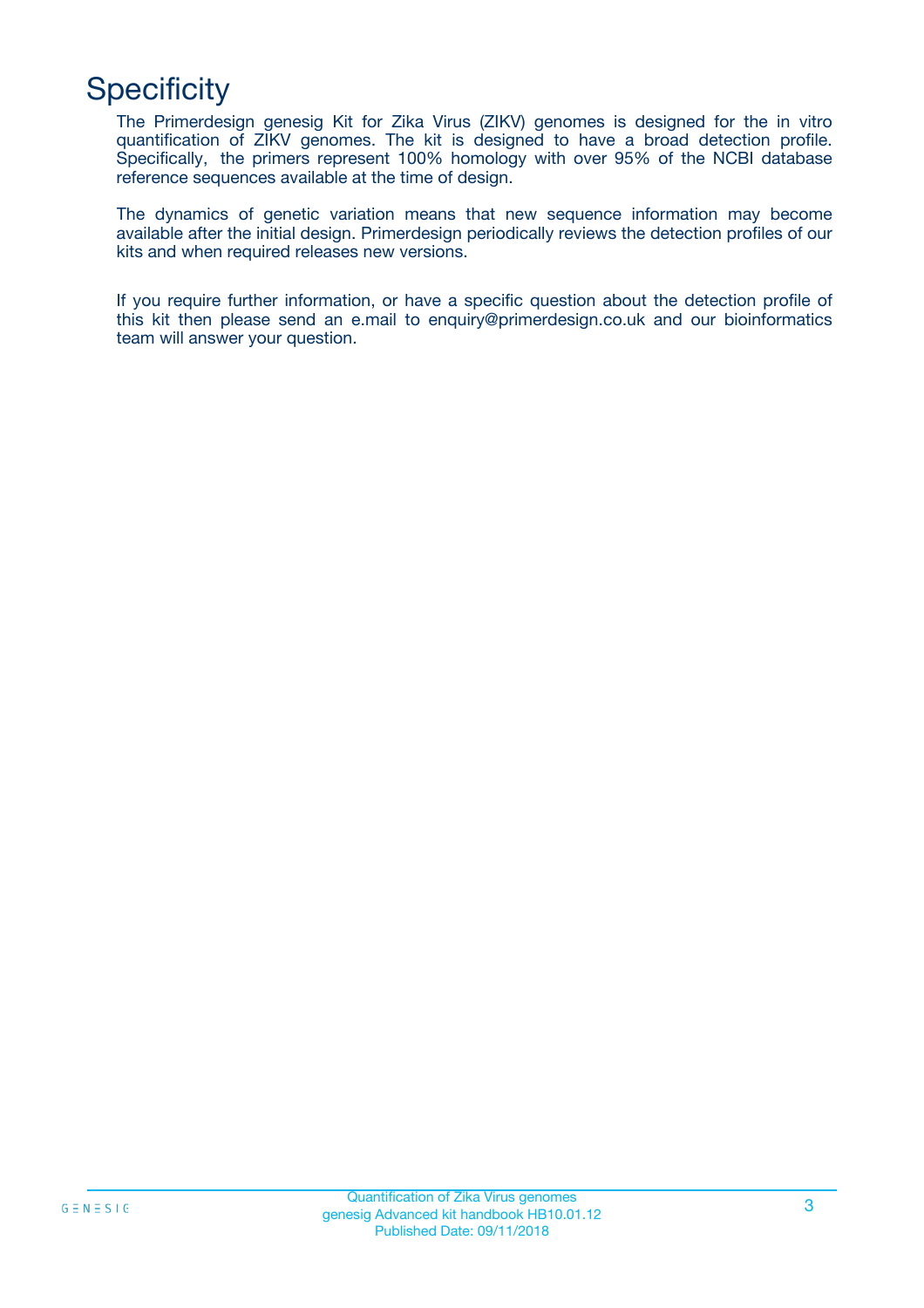# Specificity

The Primerdesign genesig Kit for Zika Virus (ZIKV) genomes is designed for the in vitro quantification of ZIKV genomes. The kit is designed to have a broad detection profile. Specifically, the primers represent 100% homology with over 95% of the NCBI database reference sequences available at the time of design.

The dynamics of genetic variation means that new sequence information may become available after the initial design. Primerdesign periodically reviews the detection profiles of our kits and when required releases new versions.

If you require further information, or have a specific question about the detection profile of this kit then please send an e.mail to enquiry@primerdesign.co.uk and our bioinformatics team will answer your question.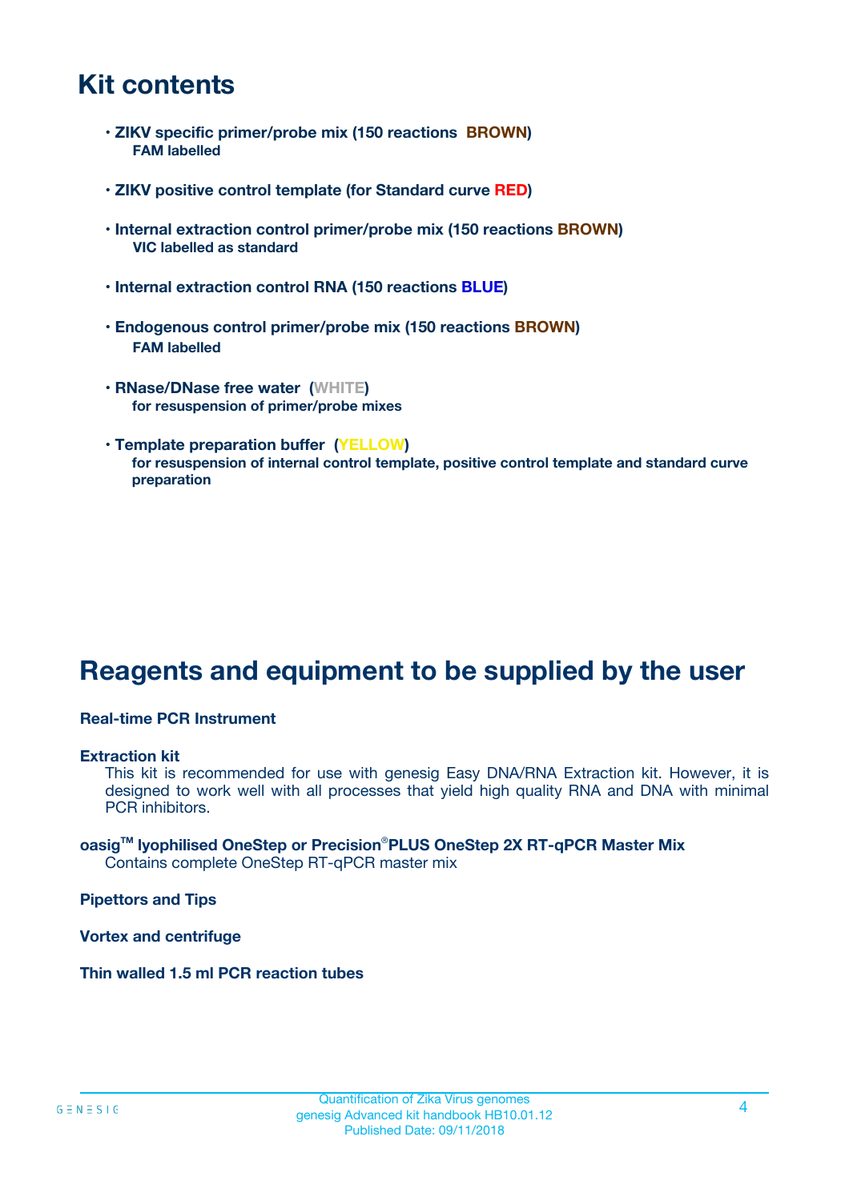# Kit contents

- **ZIKV specific primer/probe mix (150 reactions BROWN)**
  **FAM labelled**

- **ZIKV positive control template (for Standard curve RED)**

- **Internal extraction control primer/probe mix (150 reactions BROWN)**
  **VIC labelled as standard**

- **Internal extraction control RNA (150 reactions BLUE)**

- **Endogenous control primer/probe mix (150 reactions BROWN)**
  **FAM labelled**

- **RNase/DNase free water (WHITE)**
  **for resuspension of primer/probe mixes**

- **Template preparation buffer (YELLOW)**
  **for resuspension of internal control template, positive control template and standard curve preparation**

# Reagents and equipment to be supplied by the user

**Real-time PCR Instrument**

**Extraction kit**
This kit is recommended for use with genesig Easy DNA/RNA Extraction kit. However, it is designed to work well with all processes that yield high quality RNA and DNA with minimal PCR inhibitors.

**oasig™ lyophilised OneStep or Precision®PLUS OneStep 2X RT-qPCR Master Mix**
Contains complete OneStep RT-qPCR master mix

**Pipettors and Tips**

**Vortex and centrifuge**

**Thin walled 1.5 ml PCR reaction tubes**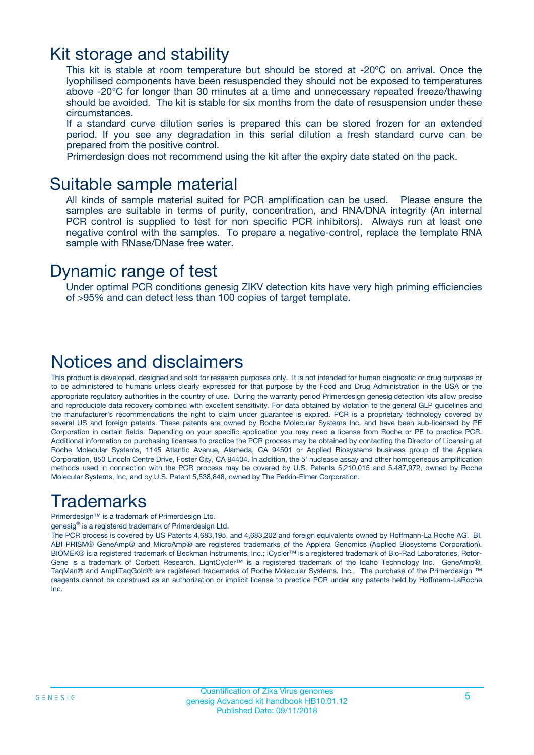## Kit storage and stability

This kit is stable at room temperature but should be stored at -20ºC on arrival. Once the lyophilised components have been resuspended they should not be exposed to temperatures above -20°C for longer than 30 minutes at a time and unnecessary repeated freeze/thawing should be avoided. The kit is stable for six months from the date of resuspension under these circumstances.

If a standard curve dilution series is prepared this can be stored frozen for an extended period. If you see any degradation in this serial dilution a fresh standard curve can be prepared from the positive control.

Primerdesign does not recommend using the kit after the expiry date stated on the pack.

## Suitable sample material

All kinds of sample material suited for PCR amplification can be used. Please ensure the samples are suitable in terms of purity, concentration, and RNA/DNA integrity (An internal PCR control is supplied to test for non specific PCR inhibitors). Always run at least one negative control with the samples. To prepare a negative-control, replace the template RNA sample with RNase/DNase free water.

## Dynamic range of test

Under optimal PCR conditions genesig ZIKV detection kits have very high priming efficiencies of >95% and can detect less than 100 copies of target template.

# Notices and disclaimers

This product is developed, designed and sold for research purposes only. It is not intended for human diagnostic or drug purposes or to be administered to humans unless clearly expressed for that purpose by the Food and Drug Administration in the USA or the appropriate regulatory authorities in the country of use. During the warranty period Primerdesign genesig detection kits allow precise and reproducible data recovery combined with excellent sensitivity. For data obtained by violation to the general GLP guidelines and the manufacturer's recommendations the right to claim under guarantee is expired. PCR is a proprietary technology covered by several US and foreign patents. These patents are owned by Roche Molecular Systems Inc. and have been sub-licensed by PE Corporation in certain fields. Depending on your specific application you may need a license from Roche or PE to practice PCR. Additional information on purchasing licenses to practice the PCR process may be obtained by contacting the Director of Licensing at Roche Molecular Systems, 1145 Atlantic Avenue, Alameda, CA 94501 or Applied Biosystems business group of the Applera Corporation, 850 Lincoln Centre Drive, Foster City, CA 94404. In addition, the 5' nuclease assay and other homogeneous amplification methods used in connection with the PCR process may be covered by U.S. Patents 5,210,015 and 5,487,972, owned by Roche Molecular Systems, Inc, and by U.S. Patent 5,538,848, owned by The Perkin-Elmer Corporation.

# Trademarks

Primerdesign™ is a trademark of Primerdesign Ltd.

genesig® is a registered trademark of Primerdesign Ltd.

The PCR process is covered by US Patents 4,683,195, and 4,683,202 and foreign equivalents owned by Hoffmann-La Roche AG. BI, ABI PRISM® GeneAmp® and MicroAmp® are registered trademarks of the Applera Genomics (Applied Biosystems Corporation). BIOMEK® is a registered trademark of Beckman Instruments, Inc.; iCycler™ is a registered trademark of Bio-Rad Laboratories, Rotor-Gene is a trademark of Corbett Research. LightCycler™ is a registered trademark of the Idaho Technology Inc. GeneAmp®, TaqMan® and AmpliTaqGold® are registered trademarks of Roche Molecular Systems, Inc., The purchase of the Primerdesign ™ reagents cannot be construed as an authorization or implicit license to practice PCR under any patents held by Hoffmann-LaRoche Inc.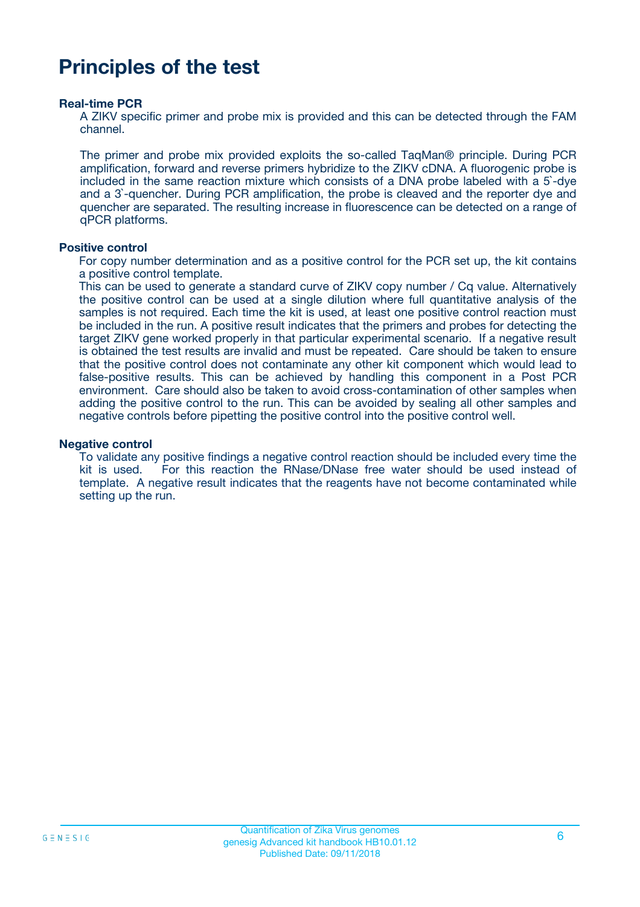# Principles of the test

**Real-time PCR**

A ZIKV specific primer and probe mix is provided and this can be detected through the FAM channel.

The primer and probe mix provided exploits the so-called TaqMan® principle. During PCR amplification, forward and reverse primers hybridize to the ZIKV cDNA. A fluorogenic probe is included in the same reaction mixture which consists of a DNA probe labeled with a 5`-dye and a 3`-quencher. During PCR amplification, the probe is cleaved and the reporter dye and quencher are separated. The resulting increase in fluorescence can be detected on a range of qPCR platforms.

**Positive control**

For copy number determination and as a positive control for the PCR set up, the kit contains a positive control template.
This can be used to generate a standard curve of ZIKV copy number / Cq value. Alternatively the positive control can be used at a single dilution where full quantitative analysis of the samples is not required. Each time the kit is used, at least one positive control reaction must be included in the run. A positive result indicates that the primers and probes for detecting the target ZIKV gene worked properly in that particular experimental scenario. If a negative result is obtained the test results are invalid and must be repeated. Care should be taken to ensure that the positive control does not contaminate any other kit component which would lead to false-positive results. This can be achieved by handling this component in a Post PCR environment. Care should also be taken to avoid cross-contamination of other samples when adding the positive control to the run. This can be avoided by sealing all other samples and negative controls before pipetting the positive control into the positive control well.

**Negative control**

To validate any positive findings a negative control reaction should be included every time the kit is used. For this reaction the RNase/DNase free water should be used instead of template. A negative result indicates that the reagents have not become contaminated while setting up the run.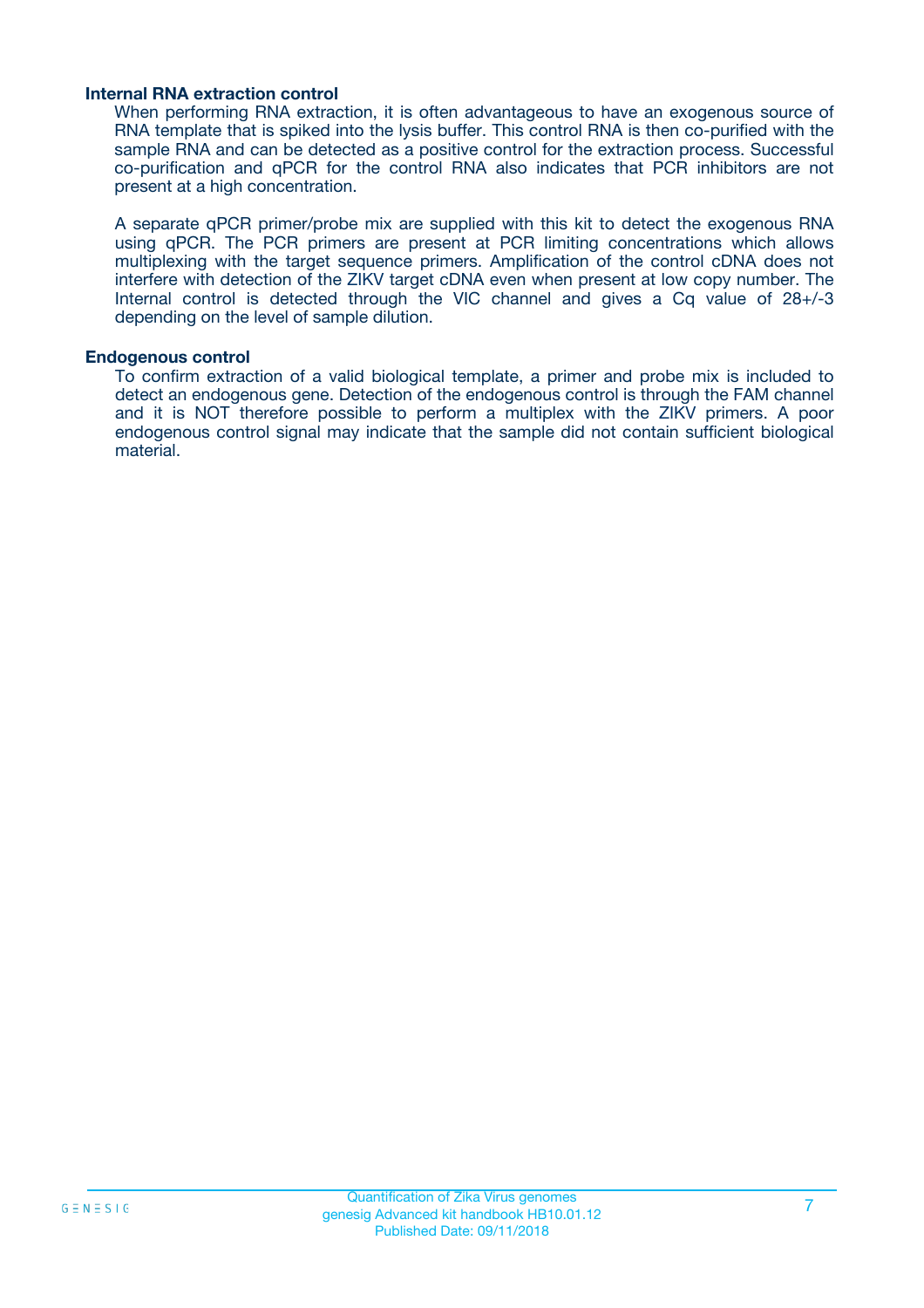### Internal RNA extraction control

When performing RNA extraction, it is often advantageous to have an exogenous source of RNA template that is spiked into the lysis buffer. This control RNA is then co-purified with the sample RNA and can be detected as a positive control for the extraction process. Successful co-purification and qPCR for the control RNA also indicates that PCR inhibitors are not present at a high concentration.

A separate qPCR primer/probe mix are supplied with this kit to detect the exogenous RNA using qPCR. The PCR primers are present at PCR limiting concentrations which allows multiplexing with the target sequence primers. Amplification of the control cDNA does not interfere with detection of the ZIKV target cDNA even when present at low copy number. The Internal control is detected through the VIC channel and gives a Cq value of 28+/-3 depending on the level of sample dilution.

### Endogenous control

To confirm extraction of a valid biological template, a primer and probe mix is included to detect an endogenous gene. Detection of the endogenous control is through the FAM channel and it is NOT therefore possible to perform a multiplex with the ZIKV primers. A poor endogenous control signal may indicate that the sample did not contain sufficient biological material.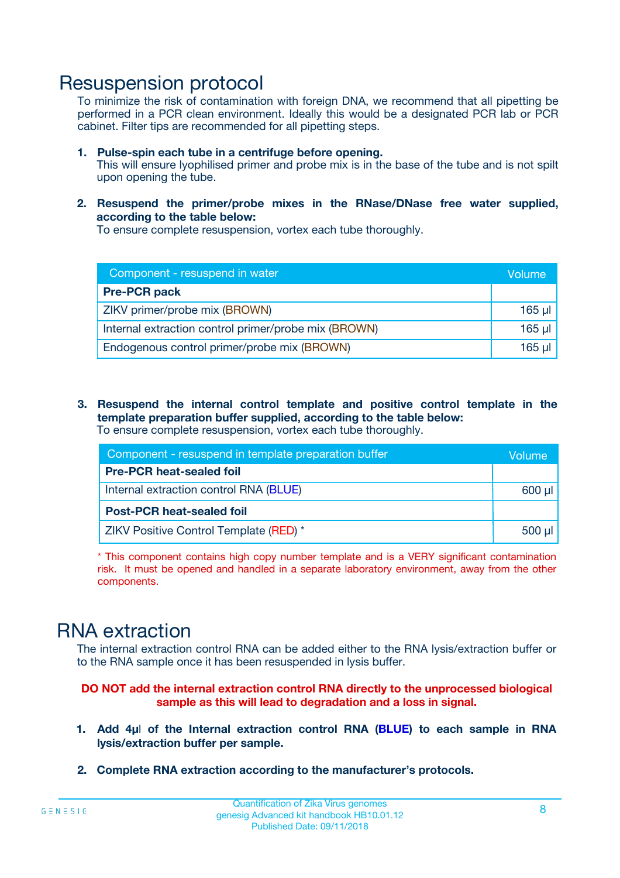# Resuspension protocol

To minimize the risk of contamination with foreign DNA, we recommend that all pipetting be performed in a PCR clean environment. Ideally this would be a designated PCR lab or PCR cabinet. Filter tips are recommended for all pipetting steps.

1. **Pulse-spin each tube in a centrifuge before opening.**
   This will ensure lyophilised primer and probe mix is in the base of the tube and is not spilt upon opening the tube.

2. **Resuspend the primer/probe mixes in the RNase/DNase free water supplied, according to the table below:**
   To ensure complete resuspension, vortex each tube thoroughly.

| Component - resuspend in water | Volume |
|---|---|
| **Pre-PCR pack** | |
| ZIKV primer/probe mix (BROWN) | 165 µl |
| Internal extraction control primer/probe mix (BROWN) | 165 µl |
| Endogenous control primer/probe mix (BROWN) | 165 µl |

3. **Resuspend the internal control template and positive control template in the template preparation buffer supplied, according to the table below:**
   To ensure complete resuspension, vortex each tube thoroughly.

| Component - resuspend in template preparation buffer | Volume |
|---|---|
| **Pre-PCR heat-sealed foil** | |
| Internal extraction control RNA (BLUE) | 600 µl |
| **Post-PCR heat-sealed foil** | |
| ZIKV Positive Control Template (RED) * | 500 µl |

* This component contains high copy number template and is a VERY significant contamination risk. It must be opened and handled in a separate laboratory environment, away from the other components.

# RNA extraction

The internal extraction control RNA can be added either to the RNA lysis/extraction buffer or to the RNA sample once it has been resuspended in lysis buffer.

**DO NOT add the internal extraction control RNA directly to the unprocessed biological sample as this will lead to degradation and a loss in signal.**

1. **Add 4µl of the Internal extraction control RNA (BLUE) to each sample in RNA lysis/extraction buffer per sample.**

2. **Complete RNA extraction according to the manufacturer's protocols.**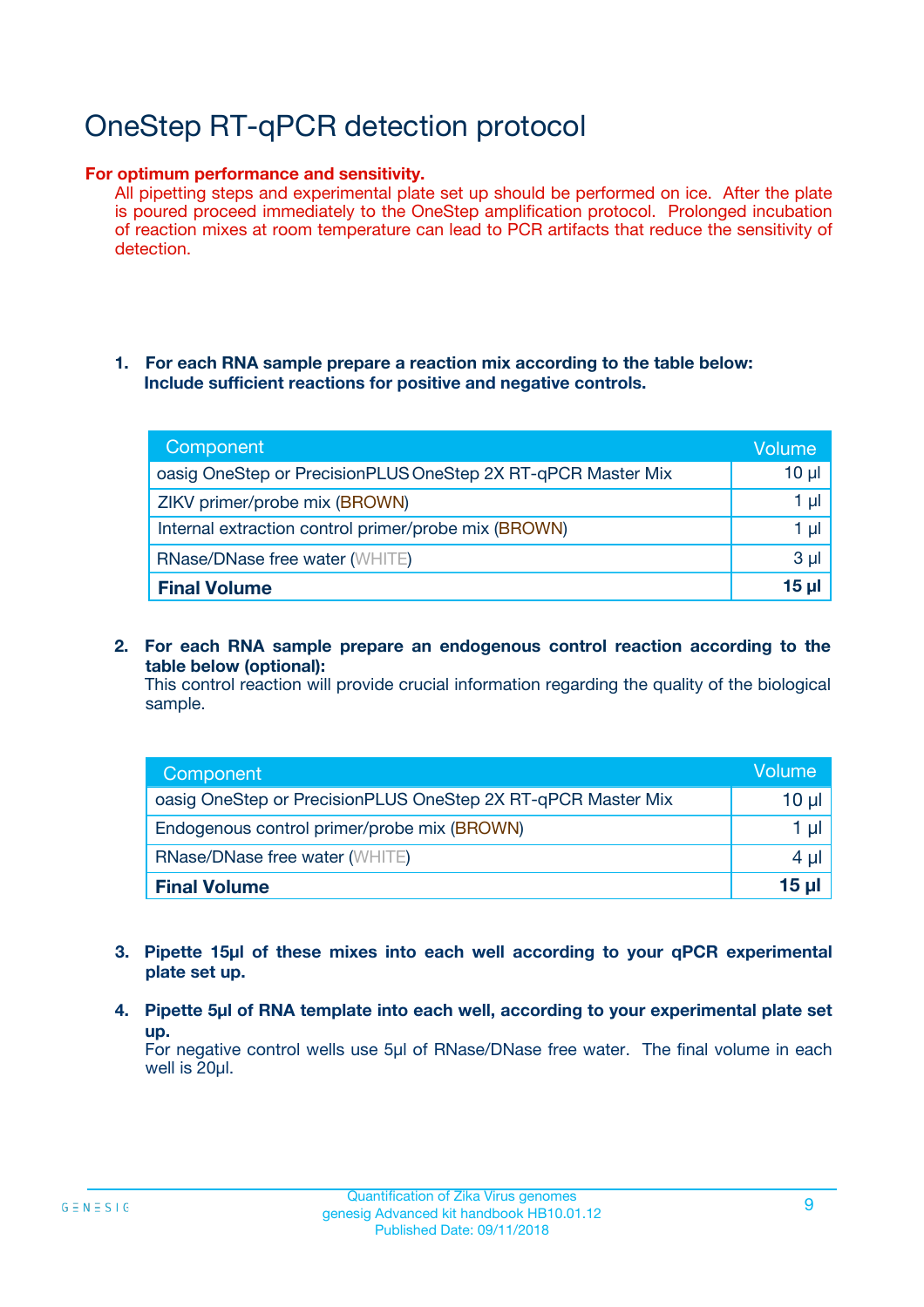# OneStep RT-qPCR detection protocol

**For optimum performance and sensitivity.**

All pipetting steps and experimental plate set up should be performed on ice. After the plate is poured proceed immediately to the OneStep amplification protocol. Prolonged incubation of reaction mixes at room temperature can lead to PCR artifacts that reduce the sensitivity of detection.

1. **For each RNA sample prepare a reaction mix according to the table below: Include sufficient reactions for positive and negative controls.**

| Component | Volume |
| --- | --- |
| oasig OneStep or PrecisionPLUS OneStep 2X RT-qPCR Master Mix | 10 µl |
| ZIKV primer/probe mix (BROWN) | 1 µl |
| Internal extraction control primer/probe mix (BROWN) | 1 µl |
| RNase/DNase free water (WHITE) | 3 µl |
| **Final Volume** | **15 µl** |

2. **For each RNA sample prepare an endogenous control reaction according to the table below (optional):**
   This control reaction will provide crucial information regarding the quality of the biological sample.

| Component | Volume |
| --- | --- |
| oasig OneStep or PrecisionPLUS OneStep 2X RT-qPCR Master Mix | 10 µl |
| Endogenous control primer/probe mix (BROWN) | 1 µl |
| RNase/DNase free water (WHITE) | 4 µl |
| **Final Volume** | **15 µl** |

3. **Pipette 15µl of these mixes into each well according to your qPCR experimental plate set up.**

4. **Pipette 5µl of RNA template into each well, according to your experimental plate set up.**
   For negative control wells use 5µl of RNase/DNase free water. The final volume in each well is 20µl.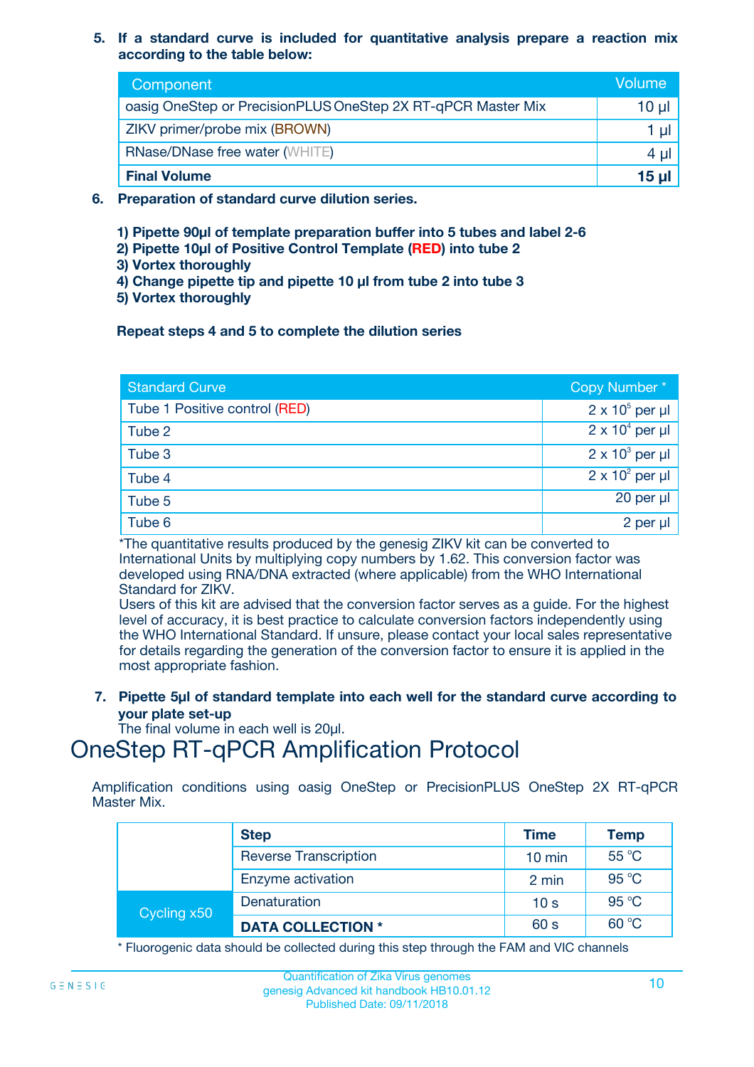5. **If a standard curve is included for quantitative analysis prepare a reaction mix according to the table below:**

| Component | Volume |
|---|---|
| oasig OneStep or PrecisionPLUS OneStep 2X RT-qPCR Master Mix | 10 µl |
| ZIKV primer/probe mix (BROWN) | 1 µl |
| RNase/DNase free water (WHITE) | 4 µl |
| **Final Volume** | **15 µl** |

6. **Preparation of standard curve dilution series.**

**1) Pipette 90µl of template preparation buffer into 5 tubes and label 2-6**
**2) Pipette 10µl of Positive Control Template (RED) into tube 2**
**3) Vortex thoroughly**
**4) Change pipette tip and pipette 10 µl from tube 2 into tube 3**
**5) Vortex thoroughly**

**Repeat steps 4 and 5 to complete the dilution series**

| Standard Curve | Copy Number * |
|---|---|
| Tube 1 Positive control (RED) | $2 \times 10^5$ per µl |
| Tube 2 | $2 \times 10^4$ per µl |
| Tube 3 | $2 \times 10^3$ per µl |
| Tube 4 | $2 \times 10^2$ per µl |
| Tube 5 | 20 per µl |
| Tube 6 | 2 per µl |

*The quantitative results produced by the genesig ZIKV kit can be converted to International Units by multiplying copy numbers by 1.62. This conversion factor was developed using RNA/DNA extracted (where applicable) from the WHO International Standard for ZIKV.
Users of this kit are advised that the conversion factor serves as a guide. For the highest level of accuracy, it is best practice to calculate conversion factors independently using the WHO International Standard. If unsure, please contact your local sales representative for details regarding the generation of the conversion factor to ensure it is applied in the most appropriate fashion.

7. **Pipette 5µl of standard template into each well for the standard curve according to your plate set-up**
The final volume in each well is 20µl.

# OneStep RT-qPCR Amplification Protocol

Amplification conditions using oasig OneStep or PrecisionPLUS OneStep 2X RT-qPCR Master Mix.

| | Step | Time | Temp |
|---|---|---|---|
| | Reverse Transcription | 10 min | 55 °C |
| | Enzyme activation | 2 min | 95 °C |
| Cycling x50 | Denaturation | 10 s | 95 °C |
| | **DATA COLLECTION *** | 60 s | 60 °C |

* Fluorogenic data should be collected during this step through the FAM and VIC channels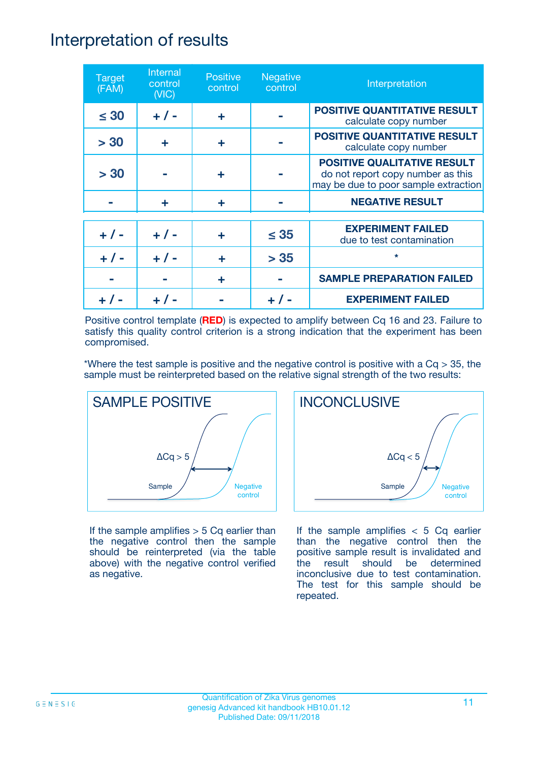# Interpretation of results

| Target (FAM) | Internal control (VIC) | Positive control | Negative control | Interpretation |
|---|---|---|---|---|
| ≤ 30 | + / - | + | - | **POSITIVE QUANTITATIVE RESULT** calculate copy number |
| > 30 | + | + | - | **POSITIVE QUANTITATIVE RESULT** calculate copy number |
| > 30 | - | + | - | **POSITIVE QUALITATIVE RESULT** do not report copy number as this may be due to poor sample extraction |
| - | + | + | - | **NEGATIVE RESULT** |
| + / - | + / - | + | ≤ 35 | **EXPERIMENT FAILED** due to test contamination |
| + / - | + / - | + | > 35 | * |
| - | - | + | - | **SAMPLE PREPARATION FAILED** |
| + / - | + / - | - | + / - | **EXPERIMENT FAILED** |

Positive control template (**RED**) is expected to amplify between Cq 16 and 23. Failure to satisfy this quality control criterion is a strong indication that the experiment has been compromised.

*Where the test sample is positive and the negative control is positive with a Cq > 35, the sample must be reinterpreted based on the relative signal strength of the two results:

**SAMPLE POSITIVE**

ΔCq > 5

Sample

Negative control

If the sample amplifies > 5 Cq earlier than the negative control then the sample should be reinterpreted (via the table above) with the negative control verified as negative.

**INCONCLUSIVE**

ΔCq < 5

Sample

Negative control

If the sample amplifies < 5 Cq earlier than the negative control then the positive sample result is invalidated and the result should be determined inconclusive due to test contamination. The test for this sample should be repeated.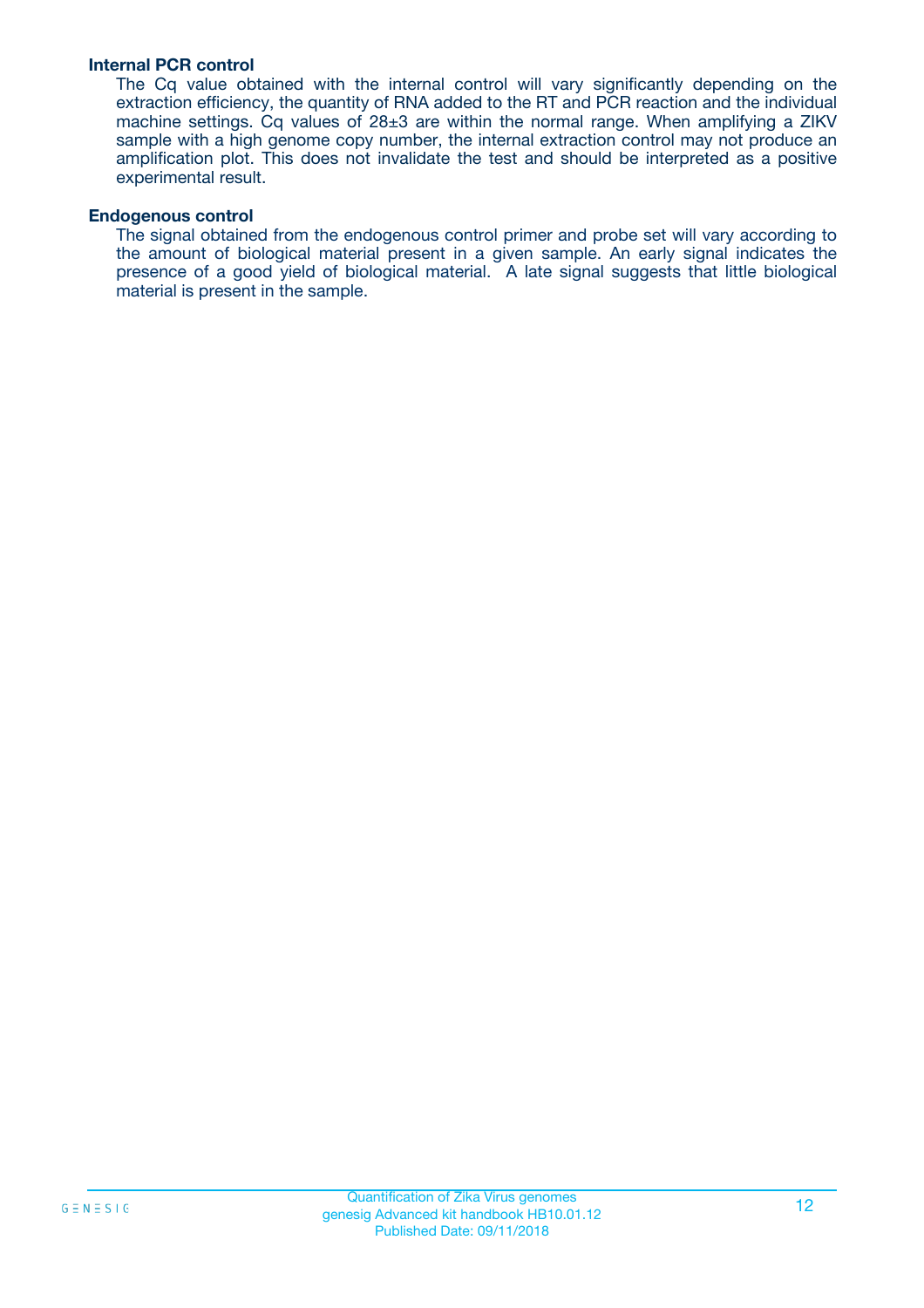### Internal PCR control

The Cq value obtained with the internal control will vary significantly depending on the extraction efficiency, the quantity of RNA added to the RT and PCR reaction and the individual machine settings. Cq values of 28±3 are within the normal range. When amplifying a ZIKV sample with a high genome copy number, the internal extraction control may not produce an amplification plot. This does not invalidate the test and should be interpreted as a positive experimental result.

### Endogenous control

The signal obtained from the endogenous control primer and probe set will vary according to the amount of biological material present in a given sample. An early signal indicates the presence of a good yield of biological material. A late signal suggests that little biological material is present in the sample.